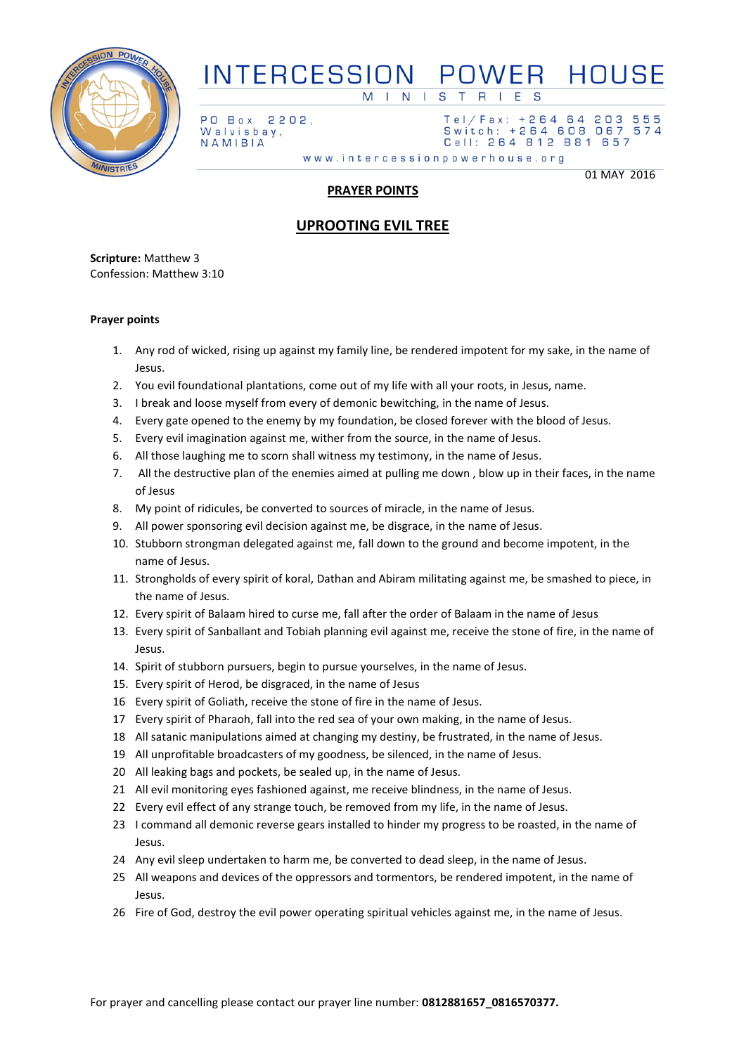# INTERCESSION POWER HOUSE

MINISTRIES

PO Box 2202,
Walvisbay,
NAMIBIA

Tel/Fax: +264 64 203 555
Switch: +264 608 067 574
Cell: 264 812 881 657

www.intercessionpowerhouse.org

01 MAY 2016

## PRAYER POINTS

## UPROOTING EVIL TREE

**Scripture:** Matthew 3
Confession: Matthew 3:10

**Prayer points**

1. Any rod of wicked, rising up against my family line, be rendered impotent for my sake, in the name of Jesus.
2. You evil foundational plantations, come out of my life with all your roots, in Jesus, name.
3. I break and loose myself from every of demonic bewitching, in the name of Jesus.
4. Every gate opened to the enemy by my foundation, be closed forever with the blood of Jesus.
5. Every evil imagination against me, wither from the source, in the name of Jesus.
6. All those laughing me to scorn shall witness my testimony, in the name of Jesus.
7. All the destructive plan of the enemies aimed at pulling me down , blow up in their faces, in the name of Jesus
8. My point of ridicules, be converted to sources of miracle, in the name of Jesus.
9. All power sponsoring evil decision against me, be disgrace, in the name of Jesus.
10. Stubborn strongman delegated against me, fall down to the ground and become impotent, in the name of Jesus.
11. Strongholds of every spirit of koral, Dathan and Abiram militating against me, be smashed to piece, in the name of Jesus.
12. Every spirit of Balaam hired to curse me, fall after the order of Balaam in the name of Jesus
13. Every spirit of Sanballant and Tobiah planning evil against me, receive the stone of fire, in the name of Jesus.
14. Spirit of stubborn pursuers, begin to pursue yourselves, in the name of Jesus.
15. Every spirit of Herod, be disgraced, in the name of Jesus
16. Every spirit of Goliath, receive the stone of fire in the name of Jesus.
17. Every spirit of Pharaoh, fall into the red sea of your own making, in the name of Jesus.
18. All satanic manipulations aimed at changing my destiny, be frustrated, in the name of Jesus.
19. All unprofitable broadcasters of my goodness, be silenced, in the name of Jesus.
20. All leaking bags and pockets, be sealed up, in the name of Jesus.
21. All evil monitoring eyes fashioned against, me receive blindness, in the name of Jesus.
22. Every evil effect of any strange touch, be removed from my life, in the name of Jesus.
23. I command all demonic reverse gears installed to hinder my progress to be roasted, in the name of Jesus.
24. Any evil sleep undertaken to harm me, be converted to dead sleep, in the name of Jesus.
25. All weapons and devices of the oppressors and tormentors, be rendered impotent, in the name of Jesus.
26. Fire of God, destroy the evil power operating spiritual vehicles against me, in the name of Jesus.

For prayer and cancelling please contact our prayer line number: **0812881657_0816570377.**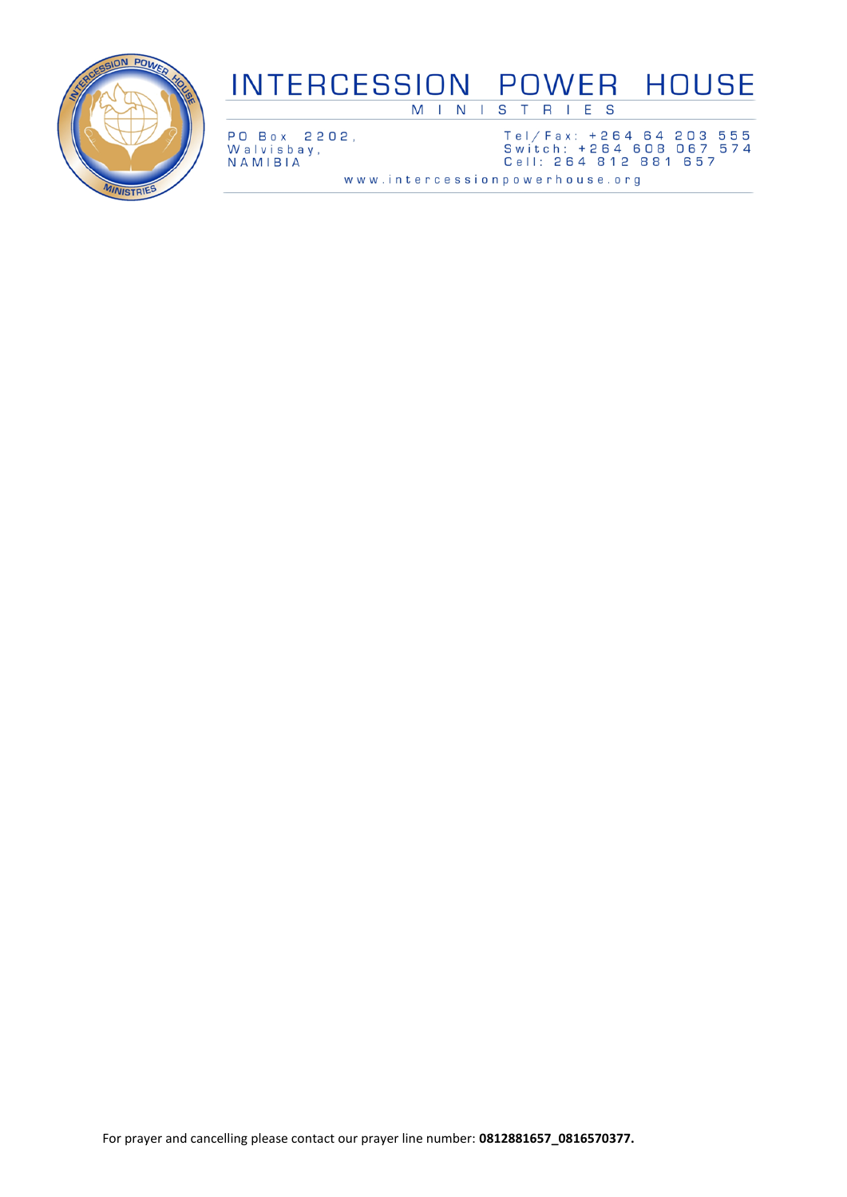# INTERCESSION POWER HOUSE

MINISTRIES

PO Box 2202,
Walvisbay,
NAMIBIA

Tel/Fax: +264 64 203 555
Switch: +264 608 067 574
Cell: 264 812 881 657

www.intercessionpowerhouse.org

For prayer and cancelling please contact our prayer line number: **0812881657_0816570377.**